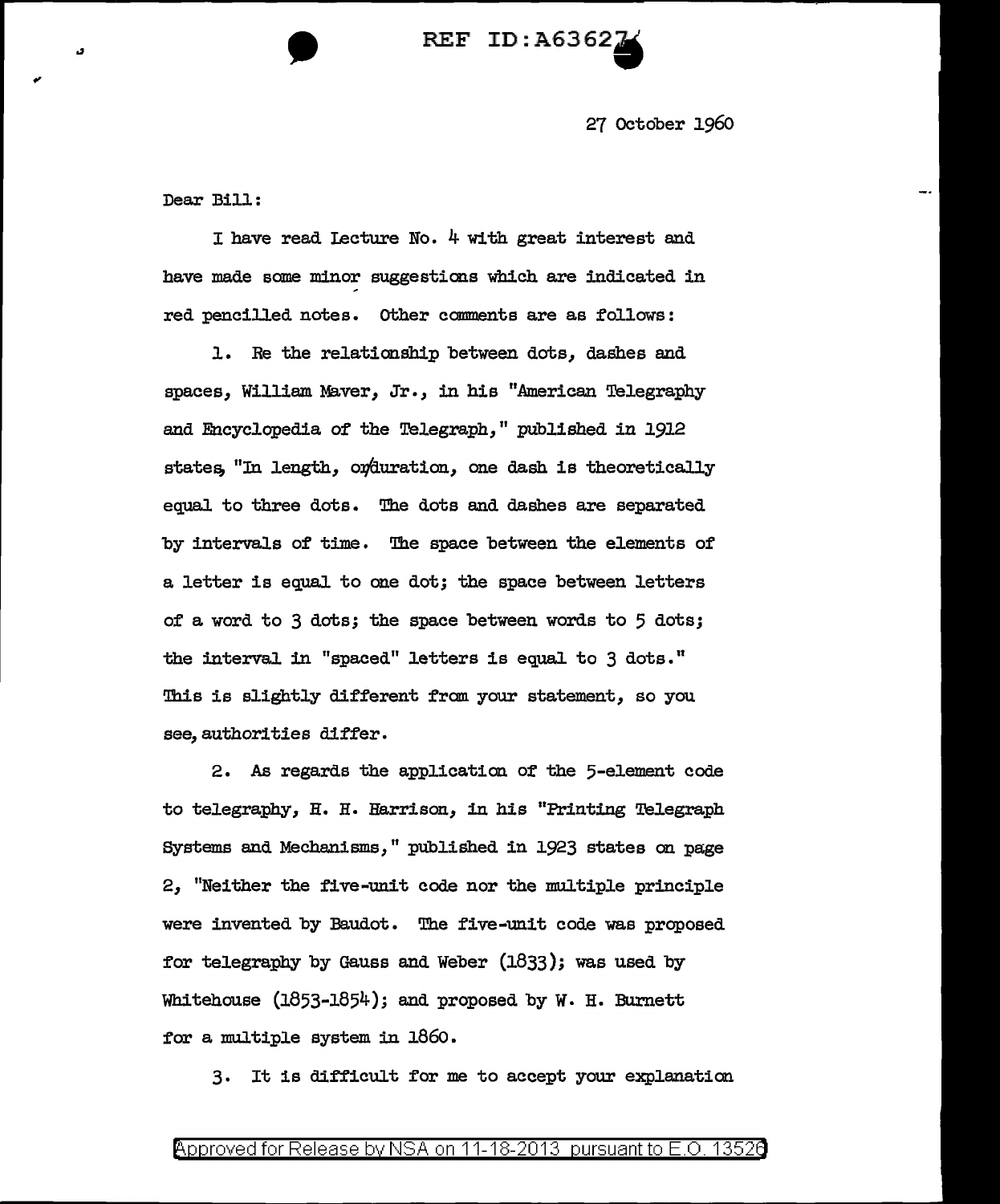27 October 1960

Dear Bill:

I have read Lecture No. 4 with great interest and have made some minor suggestions which are indicated in red pencilled notes. Other comments are as follows:

1. Re the relationship between dots, dashes and spaces, William Maver, Jr., in his "American Telegraphy and Encyclopedia of the Telegraph," published in 1912 states, "In length, or duration, one dash is theoretically equal to three dots. The dots and dashes are separated by intervals of time. The space between the elements of a letter is equal to one dot; the space between letters of a word to 3 dots; the space between words to 5 dots; the interval in "spaced" letters is equal to 3 dots." This is slightly different from your statement, so you see, authorities differ.

2. As regards the application of the 5-element code to telegraphy, H. H. Harrison, in his "Printing Telegraph Systems and Mechanisms," published in 1923 states on page 2, "Neither the five-unit code nor the multiple principle were invented by Baudot. The five-unit code was proposed for telegraphy by Gauss and Weber (1833); was used by Whitehouse (1853-1854); and proposed by W. H. Burnett for a multiple system in 1860.

3. It is difficult for me to accept your explanation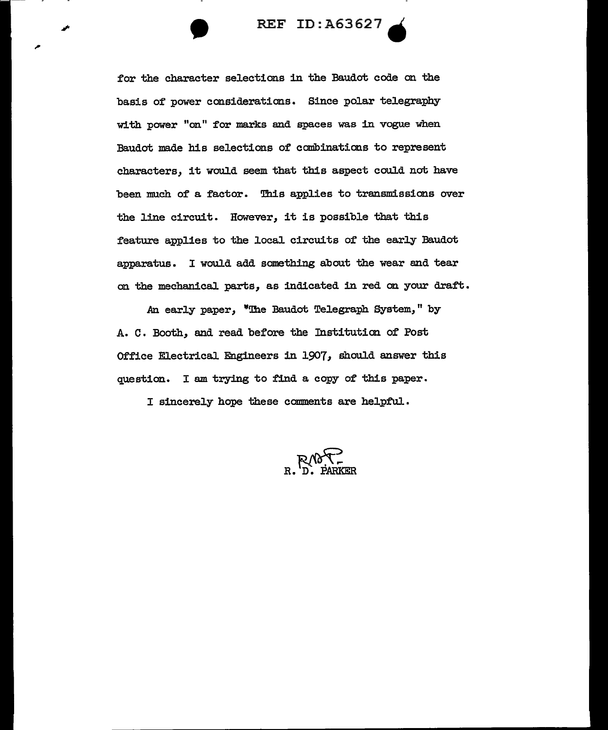for the character selections in the Baudot code on the basis of power considerations. Since polar telegraphy with power "on" for marks and spaces was in vogue when Baudot made his selections of combinations to represent characters, it would seem that this aspect could not have been much of a factor. This applies to transmissions over the line circuit. However, it is possible that this feature applies to the local circuits of the early Baudot apparatus. I would add something about the wear and tear on the mechanical parts, as indicated in red on your draft.

An early paper, "The Baudot Telegraph System," by A. C. Booth, and read before the Institution of Post Office Electrical Engineers in 1907, should answer this question. I am trying to find a copy of this paper.

I sincerely hope these comments are helpful.

R. D. PARKER